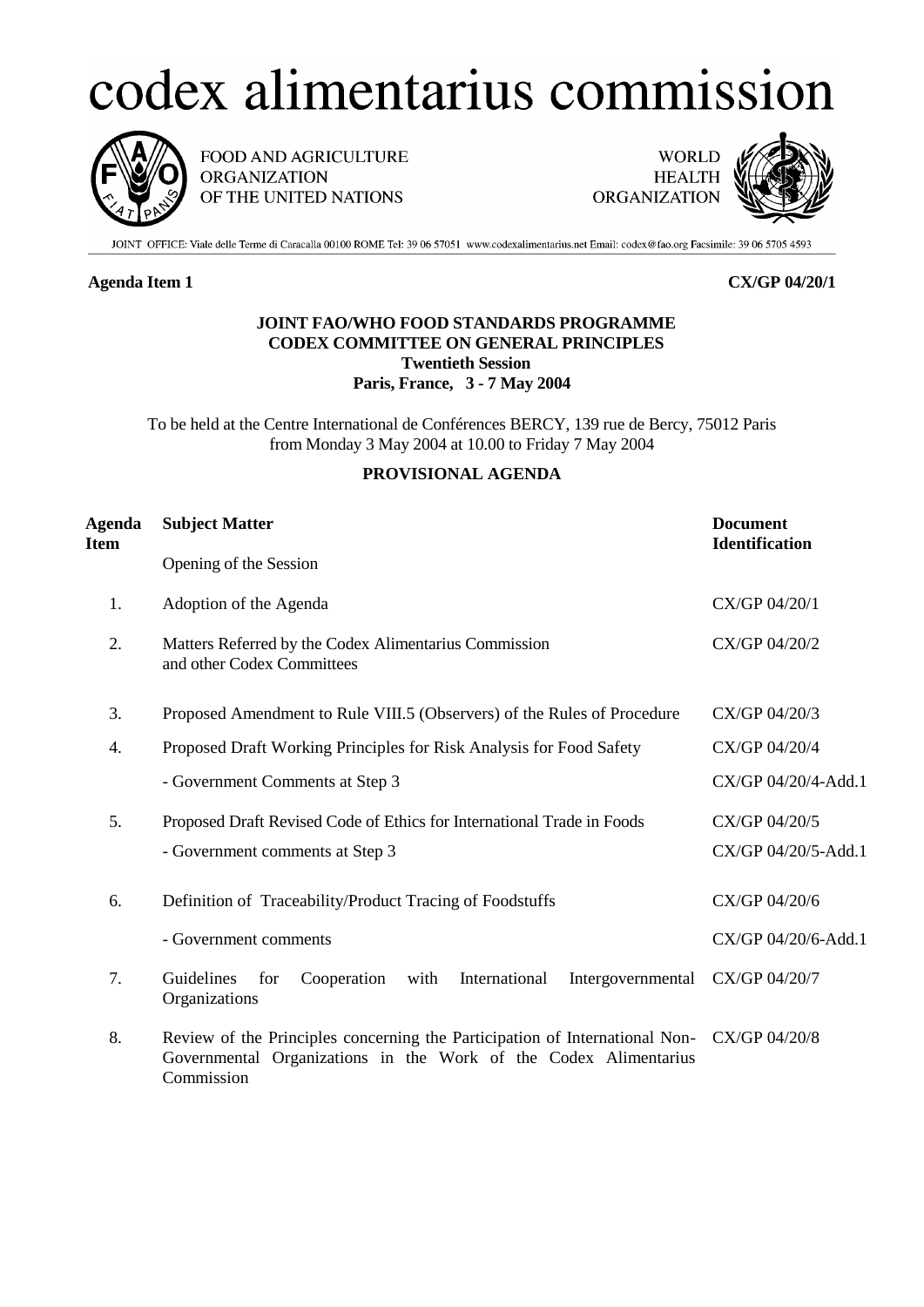# codex alimentarius commission

FOOD AND AGRICULTURE ORGANIZATION OF THE UNITED NATIONS

WORLD HEALTH ORGANIZATION

JOINT OFFICE: Viale delle Terme di Caracalla 00100 ROME Tel: 39 06 57051 www.codexalimentarius.net Email: codex@fao.org Facsimile: 39 06 5705 4593

**Agenda Item 1** **CX/GP 04/20/1**

**JOINT FAO/WHO FOOD STANDARDS PROGRAMME**
**CODEX COMMITTEE ON GENERAL PRINCIPLES**
**Twentieth Session**
**Paris, France, 3 - 7 May 2004**

To be held at the Centre International de Conférences BERCY, 139 rue de Bercy, 75012 Paris from Monday 3 May 2004 at 10.00 to Friday 7 May 2004

**PROVISIONAL AGENDA**

| Agenda Item | Subject Matter | Document Identification |
|---|---|---|
| | Opening of the Session | |
| 1. | Adoption of the Agenda | CX/GP 04/20/1 |
| 2. | Matters Referred by the Codex Alimentarius Commission and other Codex Committees | CX/GP 04/20/2 |
| 3. | Proposed Amendment to Rule VIII.5 (Observers) of the Rules of Procedure | CX/GP 04/20/3 |
| 4. | Proposed Draft Working Principles for Risk Analysis for Food Safety | CX/GP 04/20/4 |
| | - Government Comments at Step 3 | CX/GP 04/20/4-Add.1 |
| 5. | Proposed Draft Revised Code of Ethics for International Trade in Foods | CX/GP 04/20/5 |
| | - Government comments at Step 3 | CX/GP 04/20/5-Add.1 |
| 6. | Definition of Traceability/Product Tracing of Foodstuffs | CX/GP 04/20/6 |
| | - Government comments | CX/GP 04/20/6-Add.1 |
| 7. | Guidelines for Cooperation with International Intergovernmental Organizations | CX/GP 04/20/7 |
| 8. | Review of the Principles concerning the Participation of International Non-Governmental Organizations in the Work of the Codex Alimentarius Commission | CX/GP 04/20/8 |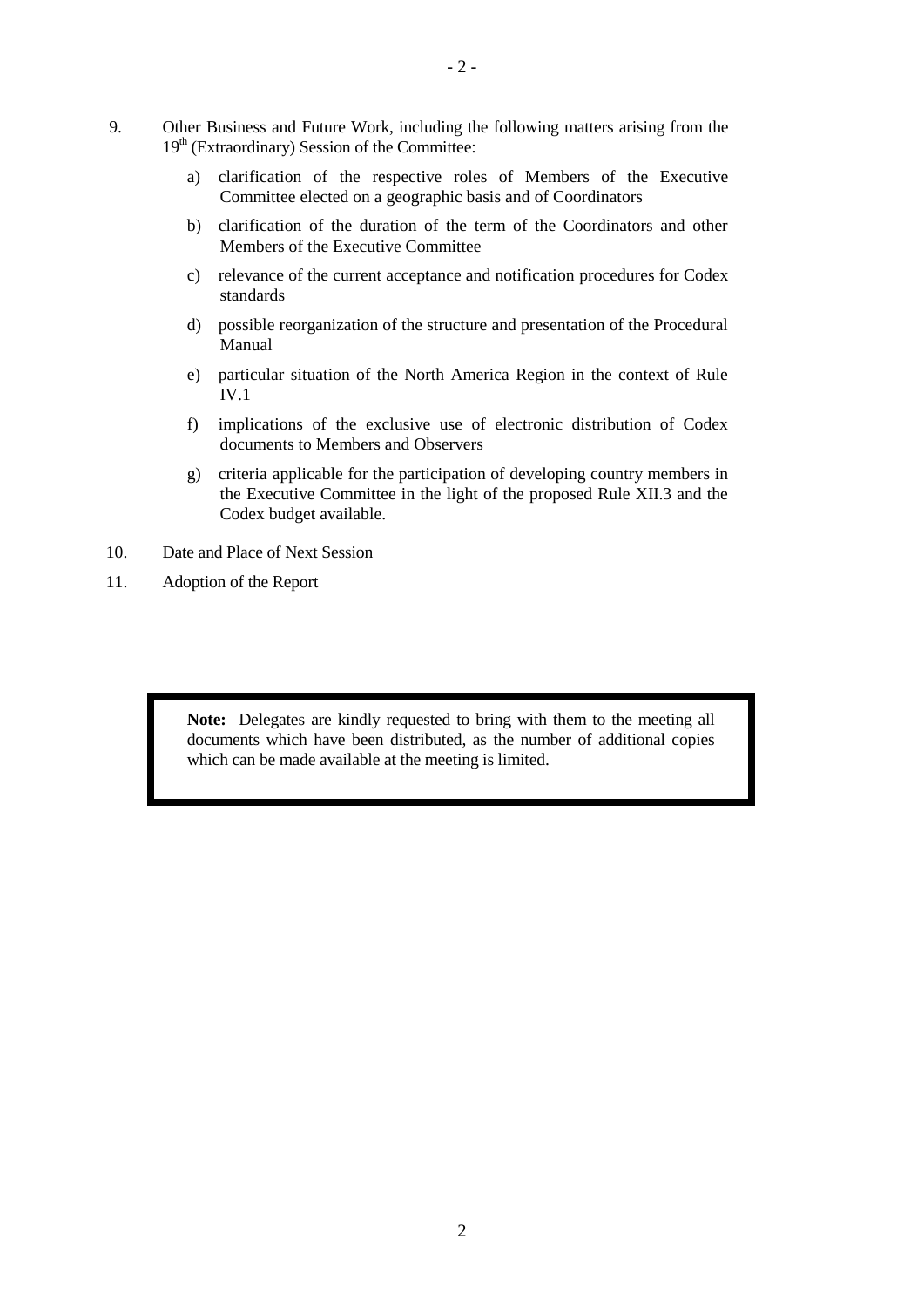9. Other Business and Future Work, including the following matters arising from the 19th (Extraordinary) Session of the Committee:

   a) clarification of the respective roles of Members of the Executive Committee elected on a geographic basis and of Coordinators

   b) clarification of the duration of the term of the Coordinators and other Members of the Executive Committee

   c) relevance of the current acceptance and notification procedures for Codex standards

   d) possible reorganization of the structure and presentation of the Procedural Manual

   e) particular situation of the North America Region in the context of Rule IV.1

   f) implications of the exclusive use of electronic distribution of Codex documents to Members and Observers

   g) criteria applicable for the participation of developing country members in the Executive Committee in the light of the proposed Rule XII.3 and the Codex budget available.

10. Date and Place of Next Session

11. Adoption of the Report

> **Note:** Delegates are kindly requested to bring with them to the meeting all documents which have been distributed, as the number of additional copies which can be made available at the meeting is limited.